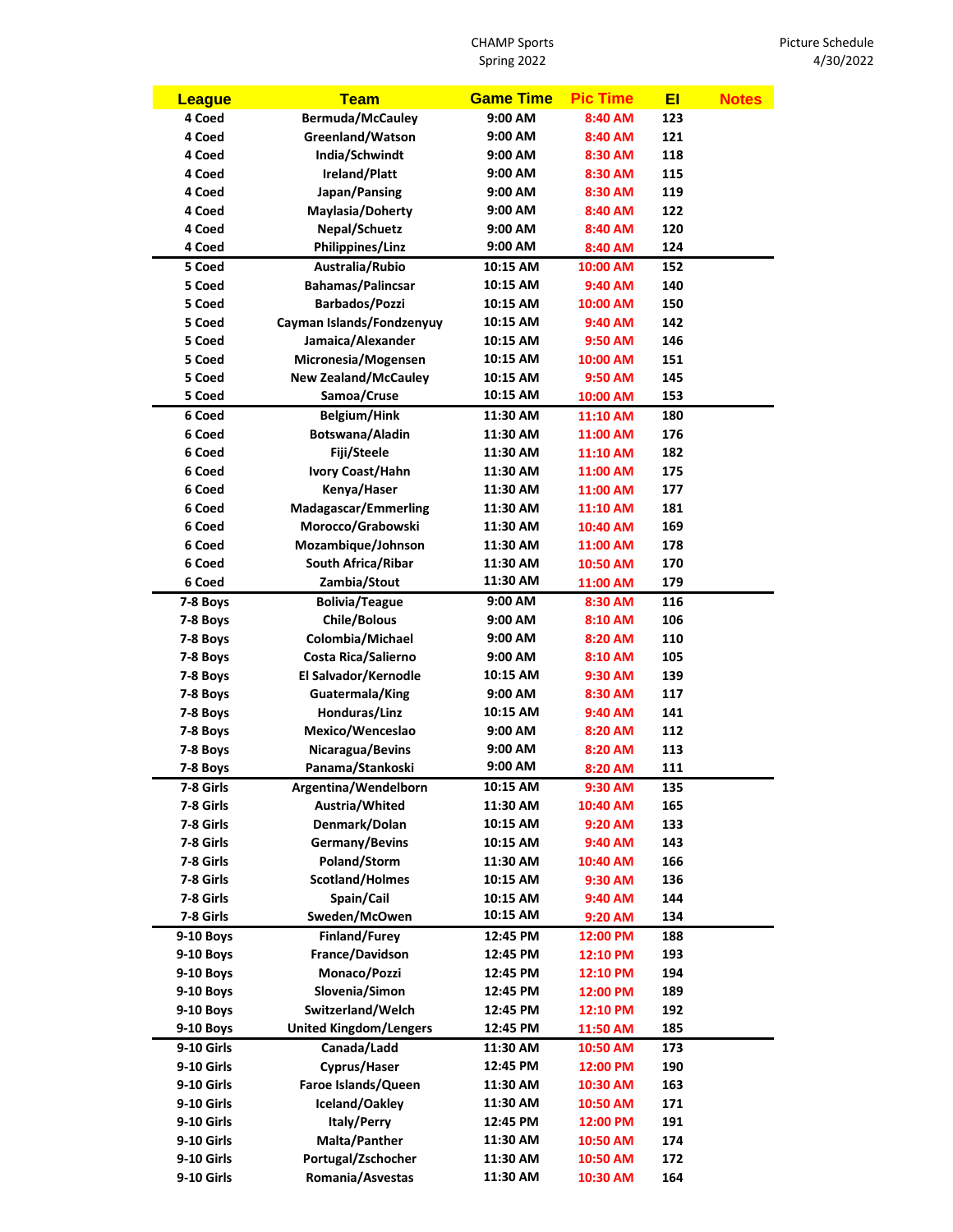CHAMP Sports
Spring 2022

Picture Schedule
4/30/2022

| League | Team | Game Time | Pic Time | EI | Notes |
|---|---|---|---|---|---|
| 4 Coed | Bermuda/McCauley | 9:00 AM | 8:40 AM | 123 | |
| 4 Coed | Greenland/Watson | 9:00 AM | 8:40 AM | 121 | |
| 4 Coed | India/Schwindt | 9:00 AM | 8:30 AM | 118 | |
| 4 Coed | Ireland/Platt | 9:00 AM | 8:30 AM | 115 | |
| 4 Coed | Japan/Pansing | 9:00 AM | 8:30 AM | 119 | |
| 4 Coed | Maylasia/Doherty | 9:00 AM | 8:40 AM | 122 | |
| 4 Coed | Nepal/Schuetz | 9:00 AM | 8:40 AM | 120 | |
| 4 Coed | Philippines/Linz | 9:00 AM | 8:40 AM | 124 | |
| 5 Coed | Australia/Rubio | 10:15 AM | 10:00 AM | 152 | |
| 5 Coed | Bahamas/Palincsar | 10:15 AM | 9:40 AM | 140 | |
| 5 Coed | Barbados/Pozzi | 10:15 AM | 10:00 AM | 150 | |
| 5 Coed | Cayman Islands/Fondzenyuy | 10:15 AM | 9:40 AM | 142 | |
| 5 Coed | Jamaica/Alexander | 10:15 AM | 9:50 AM | 146 | |
| 5 Coed | Micronesia/Mogensen | 10:15 AM | 10:00 AM | 151 | |
| 5 Coed | New Zealand/McCauley | 10:15 AM | 9:50 AM | 145 | |
| 5 Coed | Samoa/Cruse | 10:15 AM | 10:00 AM | 153 | |
| 6 Coed | Belgium/Hink | 11:30 AM | 11:10 AM | 180 | |
| 6 Coed | Botswana/Aladin | 11:30 AM | 11:00 AM | 176 | |
| 6 Coed | Fiji/Steele | 11:30 AM | 11:10 AM | 182 | |
| 6 Coed | Ivory Coast/Hahn | 11:30 AM | 11:00 AM | 175 | |
| 6 Coed | Kenya/Haser | 11:30 AM | 11:00 AM | 177 | |
| 6 Coed | Madagascar/Emmerling | 11:30 AM | 11:10 AM | 181 | |
| 6 Coed | Morocco/Grabowski | 11:30 AM | 10:40 AM | 169 | |
| 6 Coed | Mozambique/Johnson | 11:30 AM | 11:00 AM | 178 | |
| 6 Coed | South Africa/Ribar | 11:30 AM | 10:50 AM | 170 | |
| 6 Coed | Zambia/Stout | 11:30 AM | 11:00 AM | 179 | |
| 7-8 Boys | Bolivia/Teague | 9:00 AM | 8:30 AM | 116 | |
| 7-8 Boys | Chile/Bolous | 9:00 AM | 8:10 AM | 106 | |
| 7-8 Boys | Colombia/Michael | 9:00 AM | 8:20 AM | 110 | |
| 7-8 Boys | Costa Rica/Salierno | 9:00 AM | 8:10 AM | 105 | |
| 7-8 Boys | El Salvador/Kernodle | 10:15 AM | 9:30 AM | 139 | |
| 7-8 Boys | Guatermala/King | 9:00 AM | 8:30 AM | 117 | |
| 7-8 Boys | Honduras/Linz | 10:15 AM | 9:40 AM | 141 | |
| 7-8 Boys | Mexico/Wenceslao | 9:00 AM | 8:20 AM | 112 | |
| 7-8 Boys | Nicaragua/Bevins | 9:00 AM | 8:20 AM | 113 | |
| 7-8 Boys | Panama/Stankoski | 9:00 AM | 8:20 AM | 111 | |
| 7-8 Girls | Argentina/Wendelborn | 10:15 AM | 9:30 AM | 135 | |
| 7-8 Girls | Austria/Whited | 11:30 AM | 10:40 AM | 165 | |
| 7-8 Girls | Denmark/Dolan | 10:15 AM | 9:20 AM | 133 | |
| 7-8 Girls | Germany/Bevins | 10:15 AM | 9:40 AM | 143 | |
| 7-8 Girls | Poland/Storm | 11:30 AM | 10:40 AM | 166 | |
| 7-8 Girls | Scotland/Holmes | 10:15 AM | 9:30 AM | 136 | |
| 7-8 Girls | Spain/Cail | 10:15 AM | 9:40 AM | 144 | |
| 7-8 Girls | Sweden/McOwen | 10:15 AM | 9:20 AM | 134 | |
| 9-10 Boys | Finland/Furey | 12:45 PM | 12:00 PM | 188 | |
| 9-10 Boys | France/Davidson | 12:45 PM | 12:10 PM | 193 | |
| 9-10 Boys | Monaco/Pozzi | 12:45 PM | 12:10 PM | 194 | |
| 9-10 Boys | Slovenia/Simon | 12:45 PM | 12:00 PM | 189 | |
| 9-10 Boys | Switzerland/Welch | 12:45 PM | 12:10 PM | 192 | |
| 9-10 Boys | United Kingdom/Lengers | 12:45 PM | 11:50 AM | 185 | |
| 9-10 Girls | Canada/Ladd | 11:30 AM | 10:50 AM | 173 | |
| 9-10 Girls | Cyprus/Haser | 12:45 PM | 12:00 PM | 190 | |
| 9-10 Girls | Faroe Islands/Queen | 11:30 AM | 10:30 AM | 163 | |
| 9-10 Girls | Iceland/Oakley | 11:30 AM | 10:50 AM | 171 | |
| 9-10 Girls | Italy/Perry | 12:45 PM | 12:00 PM | 191 | |
| 9-10 Girls | Malta/Panther | 11:30 AM | 10:50 AM | 174 | |
| 9-10 Girls | Portugal/Zschocher | 11:30 AM | 10:50 AM | 172 | |
| 9-10 Girls | Romania/Asvestas | 11:30 AM | 10:30 AM | 164 | |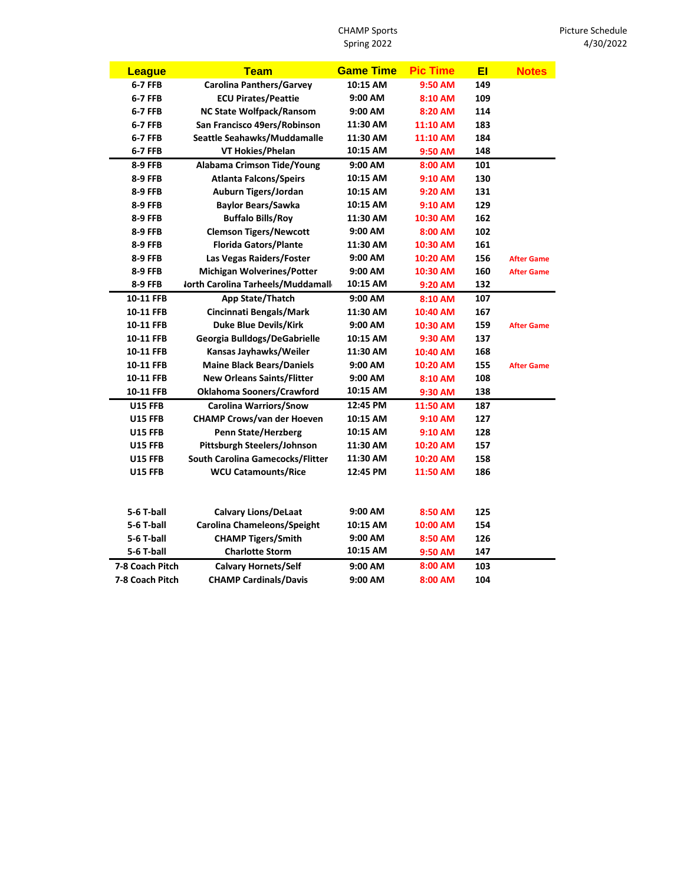CHAMP Sports
Spring 2022

Picture Schedule
4/30/2022

| League | Team | Game Time | Pic Time | EI | Notes |
|---|---|---|---|---|---|
| 6-7 FFB | Carolina Panthers/Garvey | 10:15 AM | 9:50 AM | 149 | |
| 6-7 FFB | ECU Pirates/Peattie | 9:00 AM | 8:10 AM | 109 | |
| 6-7 FFB | NC State Wolfpack/Ransom | 9:00 AM | 8:20 AM | 114 | |
| 6-7 FFB | San Francisco 49ers/Robinson | 11:30 AM | 11:10 AM | 183 | |
| 6-7 FFB | Seattle Seahawks/Muddamalle | 11:30 AM | 11:10 AM | 184 | |
| 6-7 FFB | VT Hokies/Phelan | 10:15 AM | 9:50 AM | 148 | |
| 8-9 FFB | Alabama Crimson Tide/Young | 9:00 AM | 8:00 AM | 101 | |
| 8-9 FFB | Atlanta Falcons/Speirs | 10:15 AM | 9:10 AM | 130 | |
| 8-9 FFB | Auburn Tigers/Jordan | 10:15 AM | 9:20 AM | 131 | |
| 8-9 FFB | Baylor Bears/Sawka | 10:15 AM | 9:10 AM | 129 | |
| 8-9 FFB | Buffalo Bills/Roy | 11:30 AM | 10:30 AM | 162 | |
| 8-9 FFB | Clemson Tigers/Newcott | 9:00 AM | 8:00 AM | 102 | |
| 8-9 FFB | Florida Gators/Plante | 11:30 AM | 10:30 AM | 161 | |
| 8-9 FFB | Las Vegas Raiders/Foster | 9:00 AM | 10:20 AM | 156 | After Game |
| 8-9 FFB | Michigan Wolverines/Potter | 9:00 AM | 10:30 AM | 160 | After Game |
| 8-9 FFB | North Carolina Tarheels/Muddamall | 10:15 AM | 9:20 AM | 132 | |
| 10-11 FFB | App State/Thatch | 9:00 AM | 8:10 AM | 107 | |
| 10-11 FFB | Cincinnati Bengals/Mark | 11:30 AM | 10:40 AM | 167 | |
| 10-11 FFB | Duke Blue Devils/Kirk | 9:00 AM | 10:30 AM | 159 | After Game |
| 10-11 FFB | Georgia Bulldogs/DeGabrielle | 10:15 AM | 9:30 AM | 137 | |
| 10-11 FFB | Kansas Jayhawks/Weiler | 11:30 AM | 10:40 AM | 168 | |
| 10-11 FFB | Maine Black Bears/Daniels | 9:00 AM | 10:20 AM | 155 | After Game |
| 10-11 FFB | New Orleans Saints/Flitter | 9:00 AM | 8:10 AM | 108 | |
| 10-11 FFB | Oklahoma Sooners/Crawford | 10:15 AM | 9:30 AM | 138 | |
| U15 FFB | Carolina Warriors/Snow | 12:45 PM | 11:50 AM | 187 | |
| U15 FFB | CHAMP Crows/van der Hoeven | 10:15 AM | 9:10 AM | 127 | |
| U15 FFB | Penn State/Herzberg | 10:15 AM | 9:10 AM | 128 | |
| U15 FFB | Pittsburgh Steelers/Johnson | 11:30 AM | 10:20 AM | 157 | |
| U15 FFB | South Carolina Gamecocks/Flitter | 11:30 AM | 10:20 AM | 158 | |
| U15 FFB | WCU Catamounts/Rice | 12:45 PM | 11:50 AM | 186 | |
| | | | | | |
| 5-6 T-ball | Calvary Lions/DeLaat | 9:00 AM | 8:50 AM | 125 | |
| 5-6 T-ball | Carolina Chameleons/Speight | 10:15 AM | 10:00 AM | 154 | |
| 5-6 T-ball | CHAMP Tigers/Smith | 9:00 AM | 8:50 AM | 126 | |
| 5-6 T-ball | Charlotte Storm | 10:15 AM | 9:50 AM | 147 | |
| 7-8 Coach Pitch | Calvary Hornets/Self | 9:00 AM | 8:00 AM | 103 | |
| 7-8 Coach Pitch | CHAMP Cardinals/Davis | 9:00 AM | 8:00 AM | 104 | |